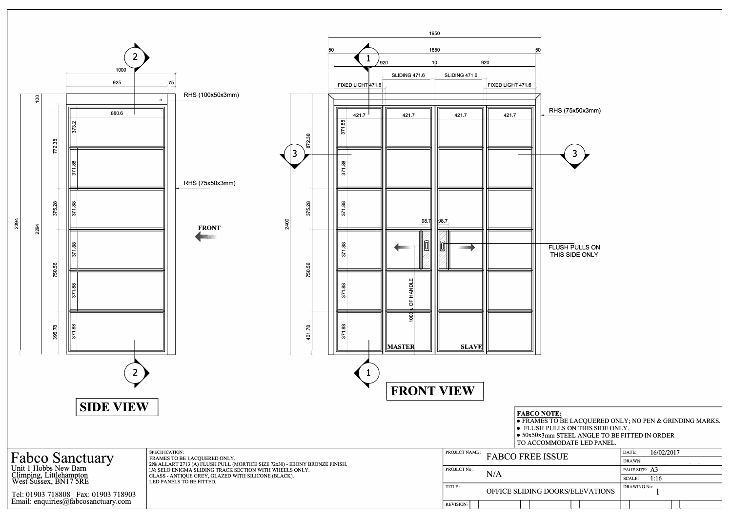## SIDE VIEW

1000
925 | 75
100
RHS (100x50x3mm)
880.6
373.2
772.38
371.88
RHS (75x50x3mm)
375.28
371.88
2394
2294
371.88
750.56
371.88
395.78
371.88

FRONT

## FRONT VIEW

1950
50 | 1850 | 50
920 | 10 | 920
FIXED LIGHT 471.6 | SLIDING 471.6 | SLIDING 471.6 | FIXED LIGHT 471.6
421.7 | 421.7 | 421.7 | 421.7
RHS (75x50x3mm)
2400
872.38
375.28
750.56
401.78
371.88
98.7 | 98.7
FLUSH PULLS ON THIS SIDE ONLY
1000℄ OF HANDLE
MASTER
SLAVE

**FABCO NOTE:**

- FRAMES TO BE LACQUERED ONLY; NO PEN & GRINDING MARKS.
- FLUSH PULLS ON THIS SIDE ONLY.
- 50x50x3mm STEEL ANGLE TO BE FITTED IN ORDER TO ACCOMMODATE LED PANEL.

Fabco Sanctuary
Unit 1 Hobbs New Barn
Climping, Littlehampton
West Sussex, BN17 5RE

Tel: 01903 718808 Fax: 01903 718903
Email: enquiries@fabcosanctuary.com

SPECIFICATION:
FRAMES TO BE LACQUERED ONLY.
2№ ALLART 2713 (A) FLUSH PULL (MORTICE SIZE 72x30) - EBONY BRONZE FINISH.
1№ SELO ENIGMA SLIDING TRACK SECTION WITH WHEELS ONLY.
GLASS - ANTIQUE GREY, GLAZED WITH SILICONE (BLACK).
LED PANELS TO BE FITTED.

| | | | |
|---|---|---|---|
| PROJECT NAME : | FABCO FREE ISSUE | DATE: | 16/02/2017 |
| | | DRAWN: | |
| PROJECT No : | N/A | PAGE SIZE: | A3 |
| | | SCALE: | 1:16 |
| TITLE : | OFFICE SLIDING DOORS/ELEVATIONS | DRAWING No: | 1 |
| REVISION: | | | |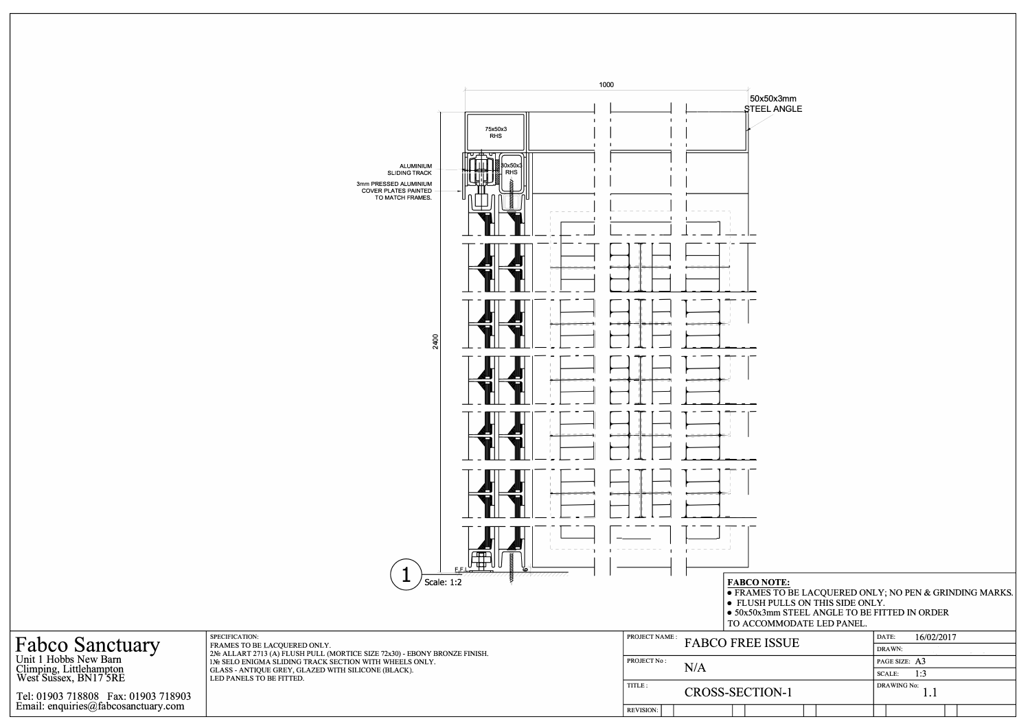1000

50x50x3mm
STEEL ANGLE

75x50x3
RHS

ALUMINIUM
SLIDING TRACK

80x50x3
RHS

3mm PRESSED ALUMINIUM
COVER PLATES PAINTED
TO MATCH FRAMES.

2400

F.F.L.

1 Scale: 1:2

**FABCO NOTE:**

- FRAMES TO BE LACQUERED ONLY; NO PEN & GRINDING MARKS.
- FLUSH PULLS ON THIS SIDE ONLY.
- 50x50x3mm STEEL ANGLE TO BE FITTED IN ORDER TO ACCOMMODATE LED PANEL.

# Fabco Sanctuary

Unit 1 Hobbs New Barn
Climping, Littlehampton
West Sussex, BN17 5RE

Tel: 01903 718808 Fax: 01903 718903
Email: enquiries@fabcosanctuary.com

SPECIFICATION:
FRAMES TO BE LACQUERED ONLY.
2№ ALLART 2713 (A) FLUSH PULL (MORTICE SIZE 72x30) - EBONY BRONZE FINISH.
1№ SELO ENIGMA SLIDING TRACK SECTION WITH WHEELS ONLY.
GLASS - ANTIQUE GREY, GLAZED WITH SILICONE (BLACK).
LED PANELS TO BE FITTED.

| | | | |
|---|---|---|---|
| PROJECT NAME : | FABCO FREE ISSUE | DATE: | 16/02/2017 |
| | | DRAWN: | |
| PROJECT No : | N/A | PAGE SIZE: | A3 |
| | | SCALE: | 1:3 |
| TITLE : | CROSS-SECTION-1 | DRAWING No: | 1.1 |
| REVISION: | | | |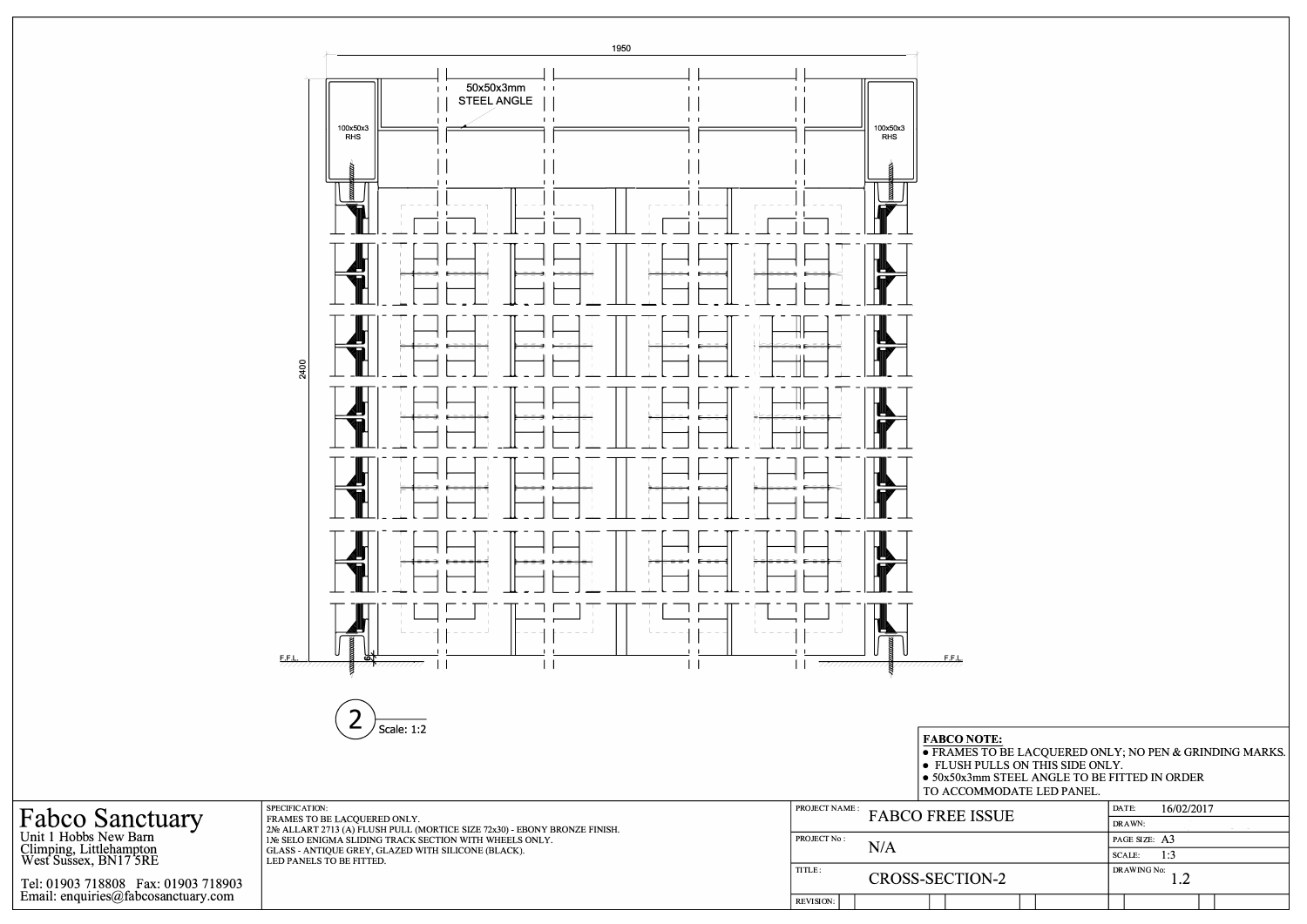1950

50x50x3mm STEEL ANGLE

100x50x3 RHS

100x50x3 RHS

2400

F.F.L.

F.F.L.

2 Scale: 1:2

**FABCO NOTE:**

- FRAMES TO BE LACQUERED ONLY; NO PEN & GRINDING MARKS.
- FLUSH PULLS ON THIS SIDE ONLY.
- 50x50x3mm STEEL ANGLE TO BE FITTED IN ORDER TO ACCOMMODATE LED PANEL.

# Fabco Sanctuary

Unit 1 Hobbs New Barn
Climping, Littlehampton
West Sussex, BN17 5RE

Tel: 01903 718808 Fax: 01903 718903
Email: enquiries@fabcosanctuary.com

SPECIFICATION:
FRAMES TO BE LACQUERED ONLY.
2№ ALLART 2713 (A) FLUSH PULL (MORTICE SIZE 72x30) - EBONY BRONZE FINISH.
1№ SELO ENIGMA SLIDING TRACK SECTION WITH WHEELS ONLY.
GLASS - ANTIQUE GREY, GLAZED WITH SILICONE (BLACK).
LED PANELS TO BE FITTED.

| | | | |
|---|---|---|---|
| PROJECT NAME: | FABCO FREE ISSUE | DATE: | 16/02/2017 |
| | | DRAWN: | |
| PROJECT No: | N/A | PAGE SIZE: | A3 |
| | | SCALE: | 1:3 |
| TITLE: | CROSS-SECTION-2 | DRAWING No: | 1.2 |
| REVISION: | | | |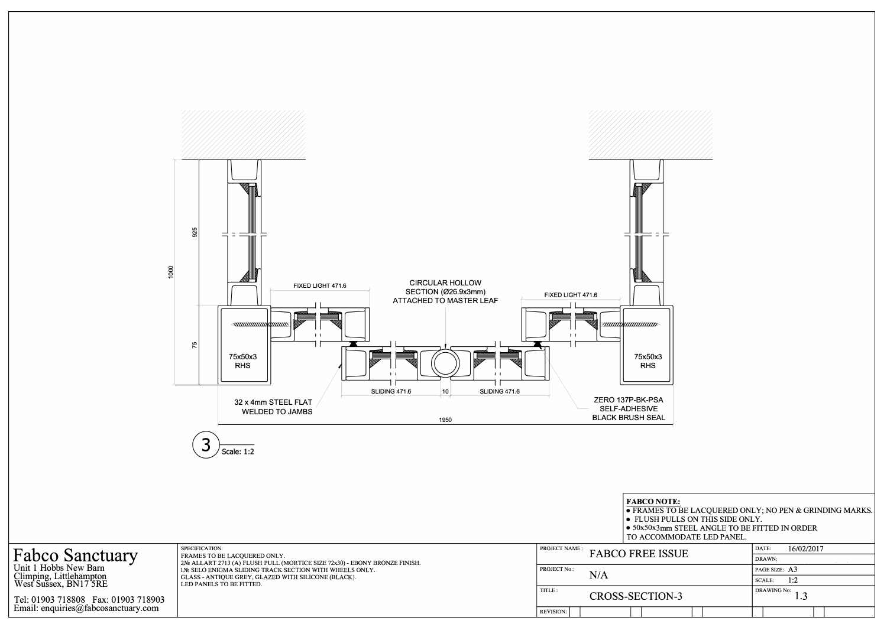CIRCULAR HOLLOW SECTION (Ø26.9x3mm) ATTACHED TO MASTER LEAF

FIXED LIGHT 471.6

FIXED LIGHT 471.6

925

1000

75

75x50x3 RHS

75x50x3 RHS

SLIDING 471.6

10

SLIDING 471.6

32 x 4mm STEEL FLAT WELDED TO JAMBS

ZERO 137P-BK-PSA SELF-ADHESIVE BLACK BRUSH SEAL

1950

3 Scale: 1:2

**FABCO NOTE:**

- FRAMES TO BE LACQUERED ONLY; NO PEN & GRINDING MARKS.
- FLUSH PULLS ON THIS SIDE ONLY.
- 50x50x3mm STEEL ANGLE TO BE FITTED IN ORDER TO ACCOMMODATE LED PANEL.

# Fabco Sanctuary

Unit 1 Hobbs New Barn
Climping, Littlehampton
West Sussex, BN17 5RE

Tel: 01903 718808 Fax: 01903 718903
Email: enquiries@fabcosanctuary.com

SPECIFICATION:
FRAMES TO BE LACQUERED ONLY.
2№ ALLART 2713 (A) FLUSH PULL (MORTICE SIZE 72x30) - EBONY BRONZE FINISH.
1№ SELO ENIGMA SLIDING TRACK SECTION WITH WHEELS ONLY.
GLASS - ANTIQUE GREY, GLAZED WITH SILICONE (BLACK).
LED PANELS TO BE FITTED.

| | | | |
|---|---|---|---|
| PROJECT NAME : | FABCO FREE ISSUE | DATE: | 16/02/2017 |
| | | DRAWN: | |
| PROJECT No : | N/A | PAGE SIZE: | A3 |
| | | SCALE: | 1:2 |
| TITLE : | CROSS-SECTION-3 | DRAWING No: | 1.3 |
| REVISION: | | | |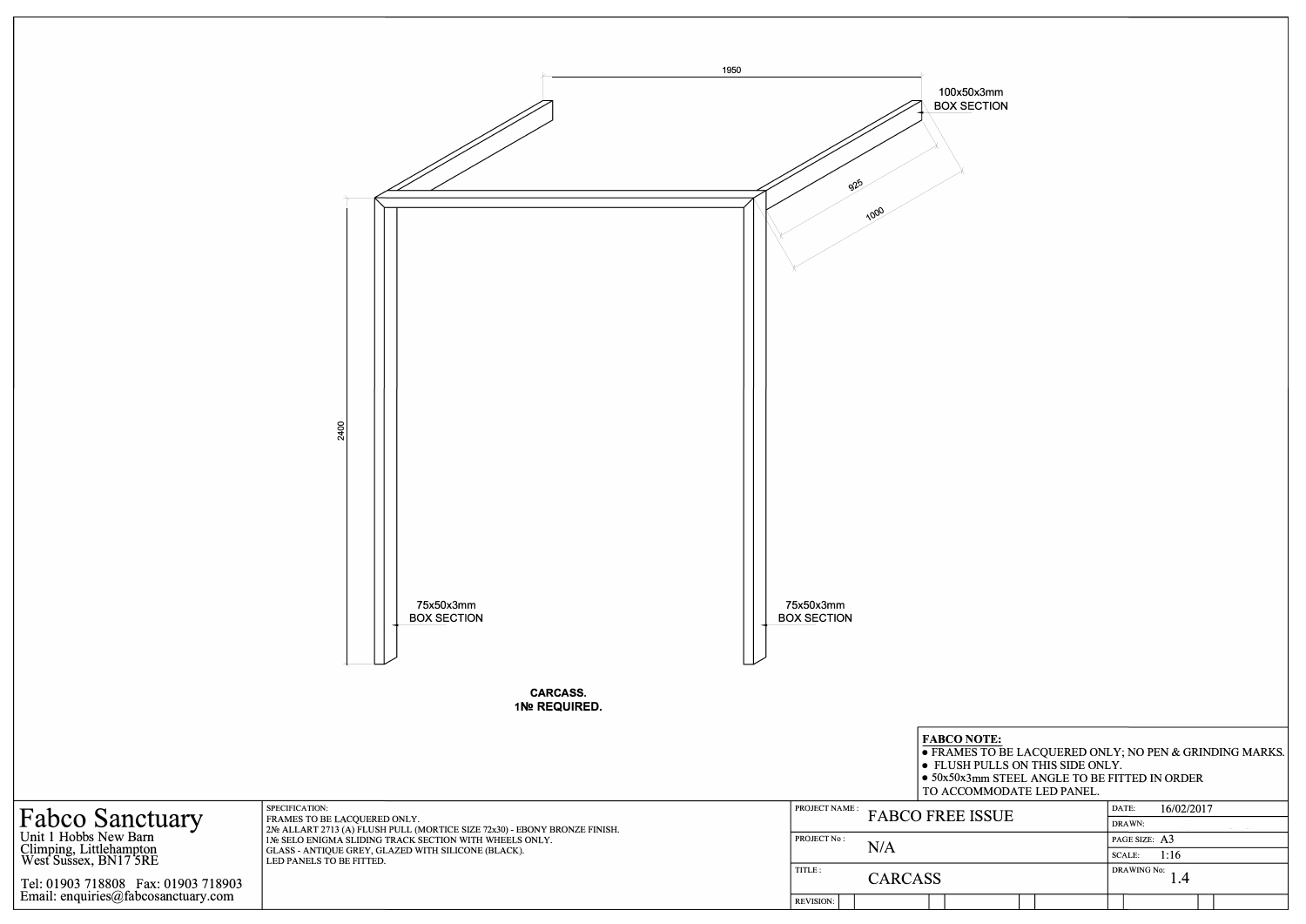1950

100x50x3mm
BOX SECTION

925

1000

2400

75x50x3mm
BOX SECTION

75x50x3mm
BOX SECTION

**CARCASS.**
**1№ REQUIRED.**

**FABCO NOTE:**

- FRAMES TO BE LACQUERED ONLY; NO PEN & GRINDING MARKS.
- FLUSH PULLS ON THIS SIDE ONLY.
- 50x50x3mm STEEL ANGLE TO BE FITTED IN ORDER TO ACCOMMODATE LED PANEL.

Fabco Sanctuary
Unit 1 Hobbs New Barn
Climping, Littlehampton
West Sussex, BN17 5RE

Tel: 01903 718808 Fax: 01903 718903
Email: enquiries@fabcosanctuary.com

SPECIFICATION:
FRAMES TO BE LACQUERED ONLY.
2№ ALLART 2713 (A) FLUSH PULL (MORTICE SIZE 72x30) - EBONY BRONZE FINISH.
1№ SELO ENIGMA SLIDING TRACK SECTION WITH WHEELS ONLY.
GLASS - ANTIQUE GREY, GLAZED WITH SILICONE (BLACK).
LED PANELS TO BE FITTED.

| | | | |
|---|---|---|---|
| PROJECT NAME : | FABCO FREE ISSUE | DATE: | 16/02/2017 |
| | | DRAWN: | |
| PROJECT No : | N/A | PAGE SIZE: | A3 |
| | | SCALE: | 1:16 |
| TITLE : | CARCASS | DRAWING No: | 1.4 |
| REVISION: | | | |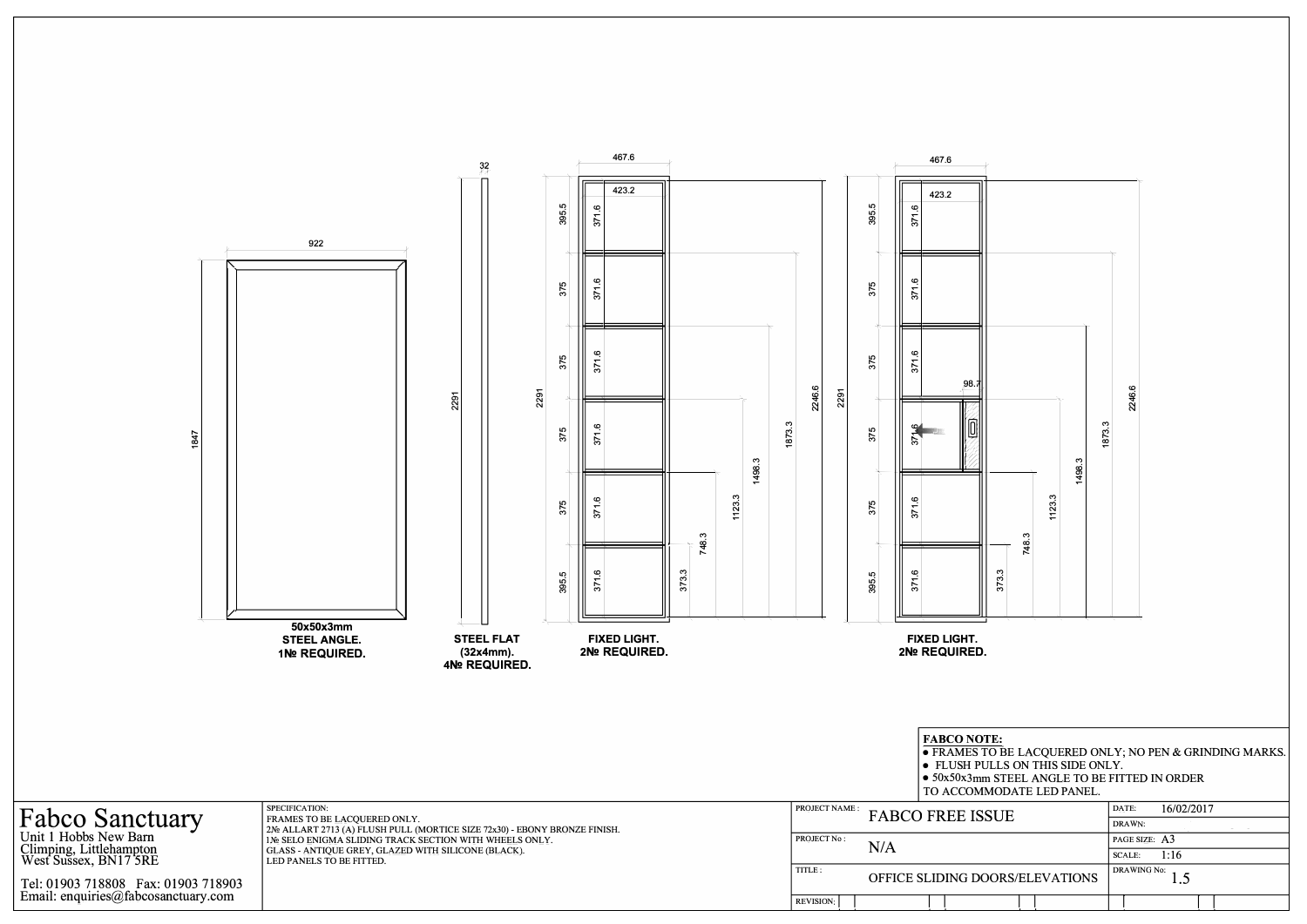922

1847

**50x50x3mm STEEL ANGLE. 1№ REQUIRED.**

32

2291

**STEEL FLAT (32x4mm). 4№ REQUIRED.**

467.6

423.2

2291

395.5 | 375 | 375 | 375 | 375 | 395.5

371.6 | 371.6 | 371.6 | 371.6 | 371.6 | 371.6

373.3 | 748.3 | 1123.3 | 1498.3 | 1873.3 | 2246.6

**FIXED LIGHT. 2№ REQUIRED.**

467.6

423.2

98.7

2291

395.5 | 375 | 375 | 375 | 375 | 395.5

371.6 | 371.6 | 371.6 | 371.6 | 371.6 | 371.6

373.3 | 748.3 | 1123.3 | 1498.3 | 1873.3 | 2246.6

**FIXED LIGHT. 2№ REQUIRED.**

**FABCO NOTE:**

- FRAMES TO BE LACQUERED ONLY; NO PEN & GRINDING MARKS.
- FLUSH PULLS ON THIS SIDE ONLY.
- 50x50x3mm STEEL ANGLE TO BE FITTED IN ORDER TO ACCOMMODATE LED PANEL.

# Fabco Sanctuary

Unit 1 Hobbs New Barn
Climping, Littlehampton
West Sussex, BN17 5RE

Tel: 01903 718808 Fax: 01903 718903
Email: enquiries@fabcosanctuary.com

SPECIFICATION:
FRAMES TO BE LACQUERED ONLY.
2№ ALLART 2713 (A) FLUSH PULL (MORTICE SIZE 72x30) - EBONY BRONZE FINISH.
1№ SELO ENIGMA SLIDING TRACK SECTION WITH WHEELS ONLY.
GLASS - ANTIQUE GREY, GLAZED WITH SILICONE (BLACK).
LED PANELS TO BE FITTED.

| | | | |
|---|---|---|---|
| PROJECT NAME : | FABCO FREE ISSUE | DATE: | 16/02/2017 |
| | | DRAWN: | |
| PROJECT No : | N/A | PAGE SIZE: | A3 |
| | | SCALE: | 1:16 |
| TITLE : | OFFICE SLIDING DOORS/ELEVATIONS | DRAWING No: | 1.5 |
| REVISION: | | | |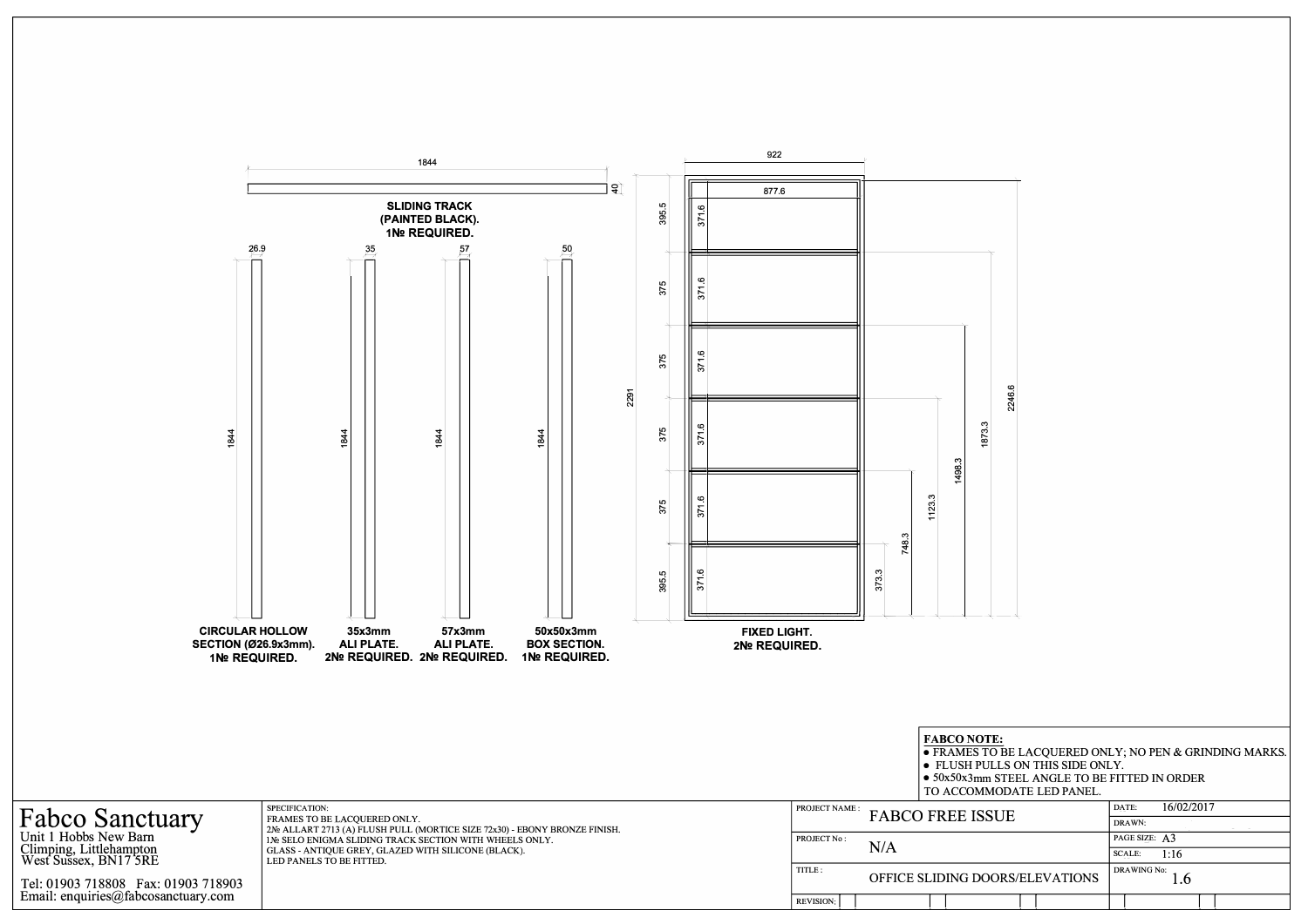1844

40

**SLIDING TRACK (PAINTED BLACK).**
**1№ REQUIRED.**

26.9

1844

**CIRCULAR HOLLOW SECTION (Ø26.9x3mm).**
**1№ REQUIRED.**

35

1844

**35x3mm ALI PLATE.**
**2№ REQUIRED.**

57

1844

**57x3mm ALI PLATE.**
**2№ REQUIRED.**

50

1844

**50x50x3mm BOX SECTION.**
**1№ REQUIRED.**

922

877.6

2291

395.5
375
375
375
375
395.5

371.6
371.6
371.6
371.6
371.6
371.6

373.3
748.3
1123.3
1498.3
1873.3
2246.6

**FIXED LIGHT.**
**2№ REQUIRED.**

**FABCO NOTE:**

- FRAMES TO BE LACQUERED ONLY; NO PEN & GRINDING MARKS.
- FLUSH PULLS ON THIS SIDE ONLY.
- 50x50x3mm STEEL ANGLE TO BE FITTED IN ORDER TO ACCOMMODATE LED PANEL.

# Fabco Sanctuary

Unit 1 Hobbs New Barn
Climping, Littlehampton
West Sussex, BN17 5RE

Tel: 01903 718808 Fax: 01903 718903
Email: enquiries@fabcosanctuary.com

SPECIFICATION:
FRAMES TO BE LACQUERED ONLY.
2№ ALLART 2713 (A) FLUSH PULL (MORTICE SIZE 72x30) - EBONY BRONZE FINISH.
1№ SELO ENIGMA SLIDING TRACK SECTION WITH WHEELS ONLY.
GLASS - ANTIQUE GREY, GLAZED WITH SILICONE (BLACK).
LED PANELS TO BE FITTED.

| | |
|---|---|
| PROJECT NAME: | FABCO FREE ISSUE |
| PROJECT No: | N/A |
| TITLE: | OFFICE SLIDING DOORS/ELEVATIONS |
| REVISION: | |
| DATE: | 16/02/2017 |
| DRAWN: | |
| PAGE SIZE: | A3 |
| SCALE: | 1:16 |
| DRAWING No: | 1.6 |